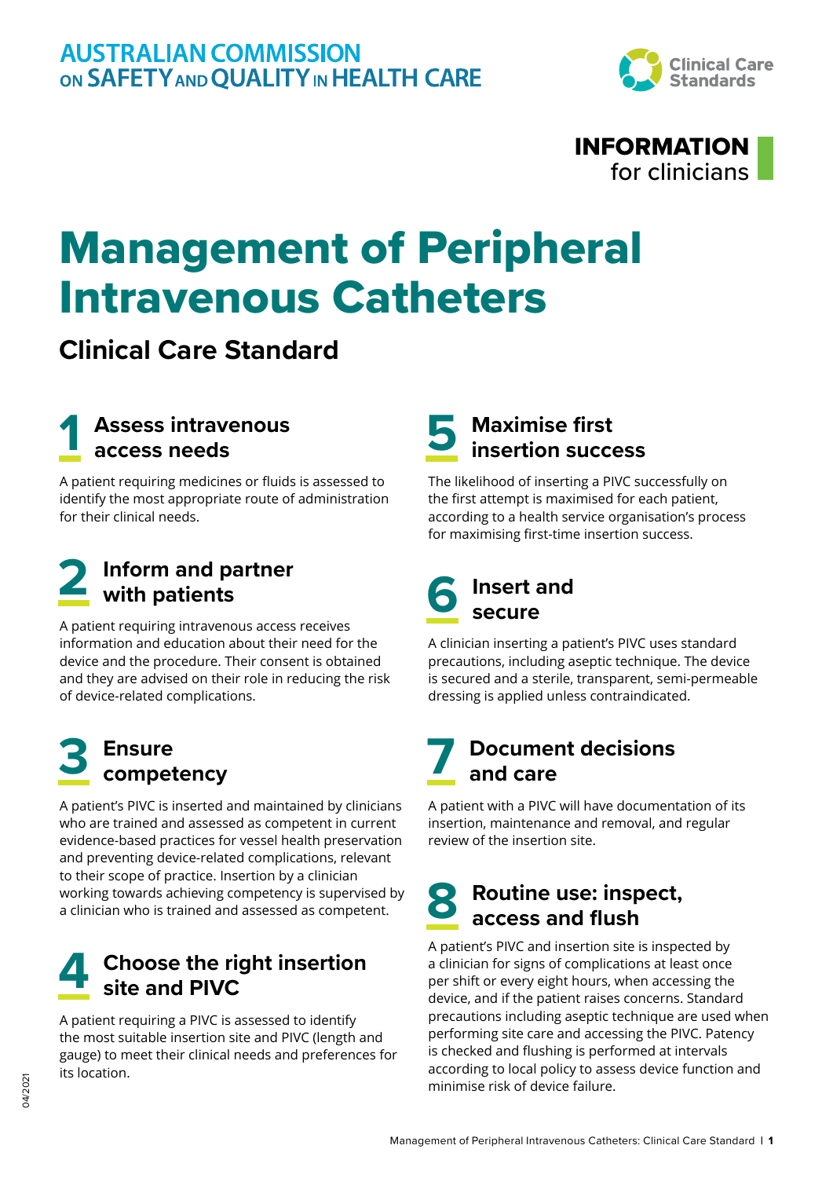AUSTRALIAN COMMISSION ON SAFETY AND QUALITY IN HEALTH CARE

Clinical Care Standards

**INFORMATION** for clinicians

# Management of Peripheral Intravenous Catheters

## Clinical Care Standard

### 1 Assess intravenous access needs

A patient requiring medicines or fluids is assessed to identify the most appropriate route of administration for their clinical needs.

### 2 Inform and partner with patients

A patient requiring intravenous access receives information and education about their need for the device and the procedure. Their consent is obtained and they are advised on their role in reducing the risk of device-related complications.

### 3 Ensure competency

A patient's PIVC is inserted and maintained by clinicians who are trained and assessed as competent in current evidence-based practices for vessel health preservation and preventing device-related complications, relevant to their scope of practice. Insertion by a clinician working towards achieving competency is supervised by a clinician who is trained and assessed as competent.

### 4 Choose the right insertion site and PIVC

A patient requiring a PIVC is assessed to identify the most suitable insertion site and PIVC (length and gauge) to meet their clinical needs and preferences for its location.

### 5 Maximise first insertion success

The likelihood of inserting a PIVC successfully on the first attempt is maximised for each patient, according to a health service organisation's process for maximising first-time insertion success.

### 6 Insert and secure

A clinician inserting a patient's PIVC uses standard precautions, including aseptic technique. The device is secured and a sterile, transparent, semi-permeable dressing is applied unless contraindicated.

### 7 Document decisions and care

A patient with a PIVC will have documentation of its insertion, maintenance and removal, and regular review of the insertion site.

### 8 Routine use: inspect, access and flush

A patient's PIVC and insertion site is inspected by a clinician for signs of complications at least once per shift or every eight hours, when accessing the device, and if the patient raises concerns. Standard precautions including aseptic technique are used when performing site care and accessing the PIVC. Patency is checked and flushing is performed at intervals according to local policy to assess device function and minimise risk of device failure.

04/2021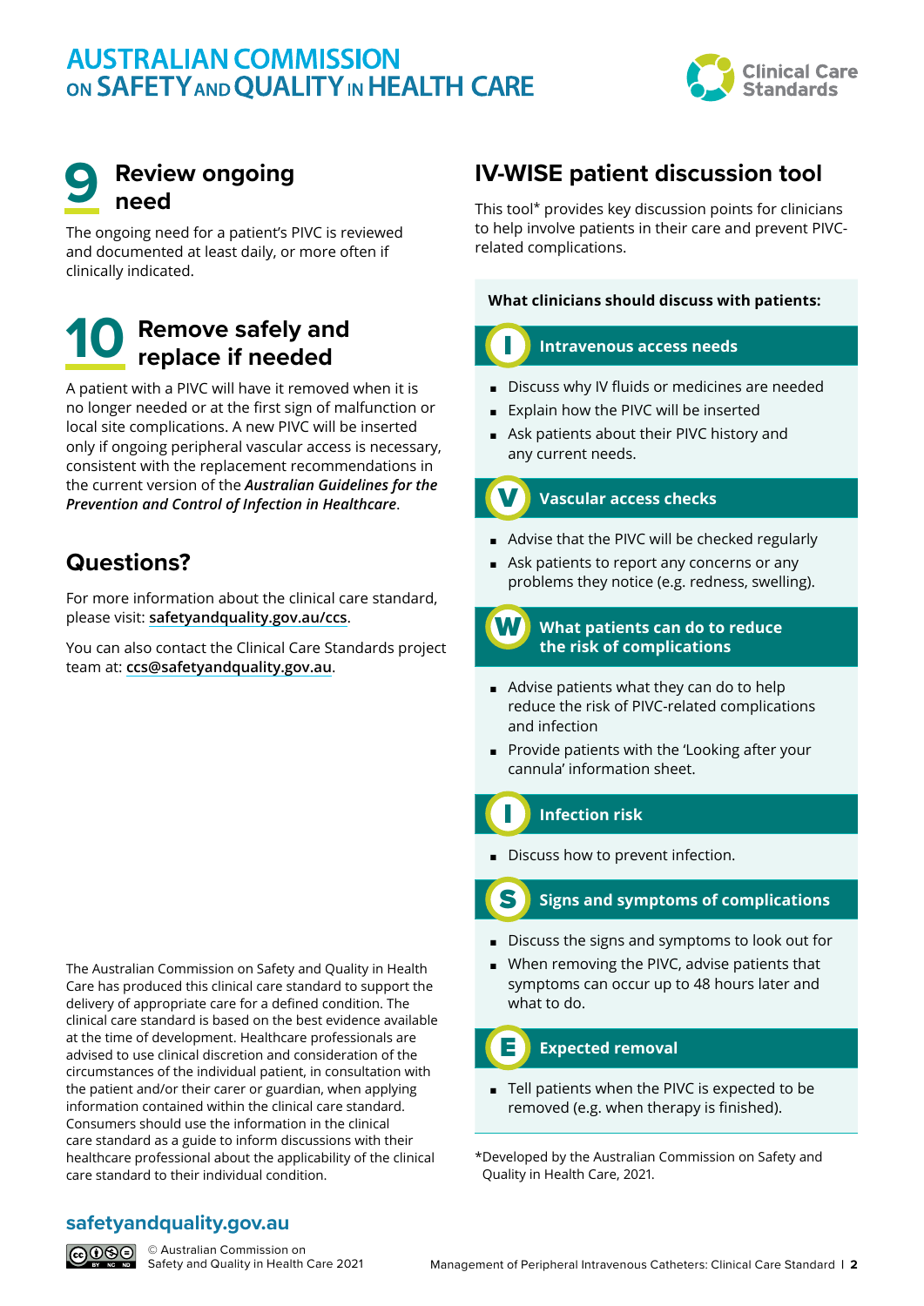## 9 Review ongoing need

The ongoing need for a patient's PIVC is reviewed and documented at least daily, or more often if clinically indicated.

## 10 Remove safely and replace if needed

A patient with a PIVC will have it removed when it is no longer needed or at the first sign of malfunction or local site complications. A new PIVC will be inserted only if ongoing peripheral vascular access is necessary, consistent with the replacement recommendations in the current version of the ***Australian Guidelines for the Prevention and Control of Infection in Healthcare***.

## Questions?

For more information about the clinical care standard, please visit: **safetyandquality.gov.au/ccs**.

You can also contact the Clinical Care Standards project team at: **ccs@safetyandquality.gov.au**.

The Australian Commission on Safety and Quality in Health Care has produced this clinical care standard to support the delivery of appropriate care for a defined condition. The clinical care standard is based on the best evidence available at the time of development. Healthcare professionals are advised to use clinical discretion and consideration of the circumstances of the individual patient, in consultation with the patient and/or their carer or guardian, when applying information contained within the clinical care standard. Consumers should use the information in the clinical care standard as a guide to inform discussions with their healthcare professional about the applicability of the clinical care standard to their individual condition.

## IV-WISE patient discussion tool

This tool* provides key discussion points for clinicians to help involve patients in their care and prevent PIVC-related complications.

**What clinicians should discuss with patients:**

### I – Intravenous access needs

- Discuss why IV fluids or medicines are needed
- Explain how the PIVC will be inserted
- Ask patients about their PIVC history and any current needs.

### V – Vascular access checks

- Advise that the PIVC will be checked regularly
- Ask patients to report any concerns or any problems they notice (e.g. redness, swelling).

### W – What patients can do to reduce the risk of complications

- Advise patients what they can do to help reduce the risk of PIVC-related complications and infection
- Provide patients with the 'Looking after your cannula' information sheet.

### I – Infection risk

- Discuss how to prevent infection.

### S – Signs and symptoms of complications

- Discuss the signs and symptoms to look out for
- When removing the PIVC, advise patients that symptoms can occur up to 48 hours later and what to do.

### E – Expected removal

- Tell patients when the PIVC is expected to be removed (e.g. when therapy is finished).

*Developed by the Australian Commission on Safety and Quality in Health Care, 2021.

**safetyandquality.gov.au**

© Australian Commission on Safety and Quality in Health Care 2021